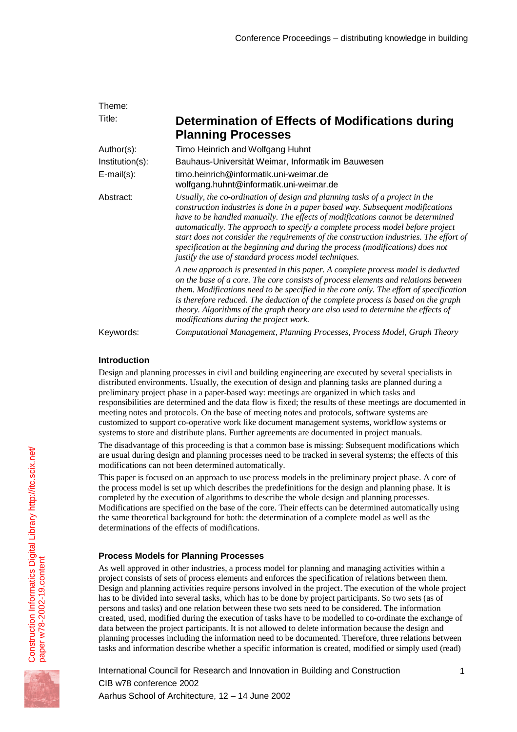Theme:

Title: **Determination of Effects of Modifications during Planning Processes**

Author(s): Timo Heinrich and Wolfgang Huhnt

Institution(s): Bauhaus-Universität Weimar, Informatik im Bauwesen

E-mail(s): timo.heinrich@informatik.uni-weimar.de
wolfgang.huhnt@informatik.uni-weimar.de

Abstract: *Usually, the co-ordination of design and planning tasks of a project in the construction industries is done in a paper based way. Subsequent modifications have to be handled manually. The effects of modifications cannot be determined automatically. The approach to specify a complete process model before project start does not consider the requirements of the construction industries. The effort of specification at the beginning and during the process (modifications) does not justify the use of standard process model techniques.*

*A new approach is presented in this paper. A complete process model is deducted on the base of a core. The core consists of process elements and relations between them. Modifications need to be specified in the core only. The effort of specification is therefore reduced. The deduction of the complete process is based on the graph theory. Algorithms of the graph theory are also used to determine the effects of modifications during the project work.*

Keywords: *Computational Management, Planning Processes, Process Model, Graph Theory*

## Introduction

Design and planning processes in civil and building engineering are executed by several specialists in distributed environments. Usually, the execution of design and planning tasks are planned during a preliminary project phase in a paper-based way: meetings are organized in which tasks and responsibilities are determined and the data flow is fixed; the results of these meetings are documented in meeting notes and protocols. On the base of meeting notes and protocols, software systems are customized to support co-operative work like document management systems, workflow systems or systems to store and distribute plans. Further agreements are documented in project manuals.

The disadvantage of this proceeding is that a common base is missing: Subsequent modifications which are usual during design and planning processes need to be tracked in several systems; the effects of this modifications can not been determined automatically.

This paper is focused on an approach to use process models in the preliminary project phase. A core of the process model is set up which describes the predefinitions for the design and planning phase. It is completed by the execution of algorithms to describe the whole design and planning processes. Modifications are specified on the base of the core. Their effects can be determined automatically using the same theoretical background for both: the determination of a complete model as well as the determinations of the effects of modifications.

## Process Models for Planning Processes

As well approved in other industries, a process model for planning and managing activities within a project consists of sets of process elements and enforces the specification of relations between them. Design and planning activities require persons involved in the project. The execution of the whole project has to be divided into several tasks, which has to be done by project participants. So two sets (as of persons and tasks) and one relation between these two sets need to be considered. The information created, used, modified during the execution of tasks have to be modelled to co-ordinate the exchange of data between the project participants. It is not allowed to delete information because the design and planning processes including the information need to be documented. Therefore, three relations between tasks and information describe whether a specific information is created, modified or simply used (read)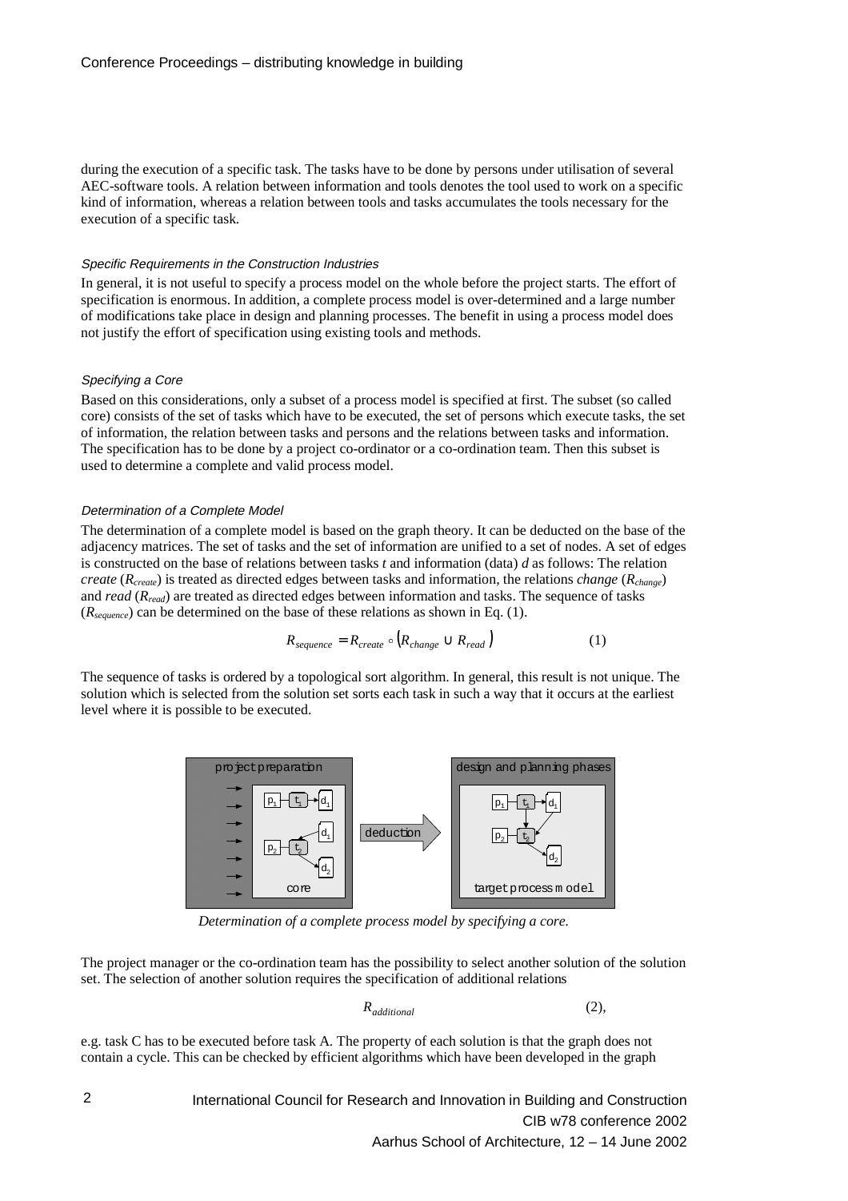during the execution of a specific task. The tasks have to be done by persons under utilisation of several AEC-software tools. A relation between information and tools denotes the tool used to work on a specific kind of information, whereas a relation between tools and tasks accumulates the tools necessary for the execution of a specific task.

### *Specific Requirements in the Construction Industries*

In general, it is not useful to specify a process model on the whole before the project starts. The effort of specification is enormous. In addition, a complete process model is over-determined and a large number of modifications take place in design and planning processes. The benefit in using a process model does not justify the effort of specification using existing tools and methods.

### *Specifying a Core*

Based on this considerations, only a subset of a process model is specified at first. The subset (so called core) consists of the set of tasks which have to be executed, the set of persons which execute tasks, the set of information, the relation between tasks and persons and the relations between tasks and information. The specification has to be done by a project co-ordinator or a co-ordination team. Then this subset is used to determine a complete and valid process model.

### *Determination of a Complete Model*

The determination of a complete model is based on the graph theory. It can be deducted on the base of the adjacency matrices. The set of tasks and the set of information are unified to a set of nodes. A set of edges is constructed on the base of relations between tasks $t$ and information (data) $d$ as follows: The relation *create* ($R_{create}$) is treated as directed edges between tasks and information, the relations *change* ($R_{change}$) and *read* ($R_{read}$) are treated as directed edges between information and tasks. The sequence of tasks ($R_{sequence}$) can be determined on the base of these relations as shown in Eq. (1).

$$R_{sequence} = R_{create} \circ (R_{change} \cup R_{read}) \tag{1}$$

The sequence of tasks is ordered by a topological sort algorithm. In general, this result is not unique. The solution which is selected from the solution set sorts each task in such a way that it occurs at the earliest level where it is possible to be executed.

*Determination of a complete process model by specifying a core.*

The project manager or the co-ordination team has the possibility to select another solution of the solution set. The selection of another solution requires the specification of additional relations

$$R_{additional} \tag{2}$$

e.g. task C has to be executed before task A. The property of each solution is that the graph does not contain a cycle. This can be checked by efficient algorithms which have been developed in the graph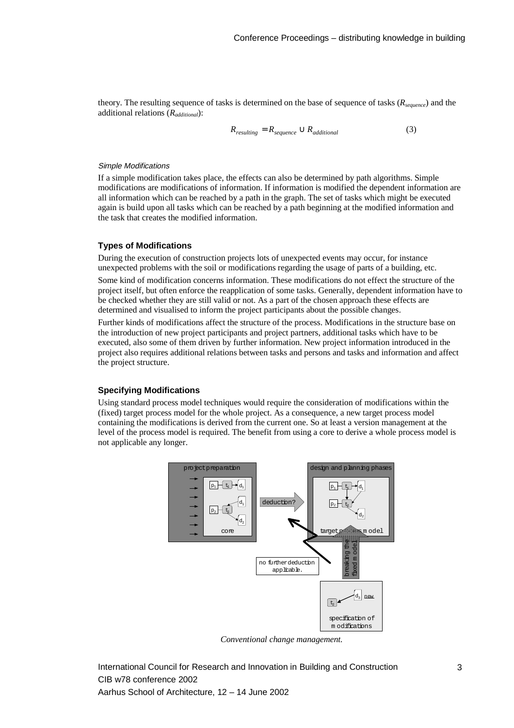theory. The resulting sequence of tasks is determined on the base of sequence of tasks ($R_{sequence}$) and the additional relations ($R_{additional}$):

$$R_{resulting} = R_{sequence} \cup R_{additional} \qquad (3)$$

*Simple Modifications*

If a simple modification takes place, the effects can also be determined by path algorithms. Simple modifications are modifications of information. If information is modified the dependent information are all information which can be reached by a path in the graph. The set of tasks which might be executed again is build upon all tasks which can be reached by a path beginning at the modified information and the task that creates the modified information.

### Types of Modifications

During the execution of construction projects lots of unexpected events may occur, for instance unexpected problems with the soil or modifications regarding the usage of parts of a building, etc.

Some kind of modification concerns information. These modifications do not effect the structure of the project itself, but often enforce the reapplication of some tasks. Generally, dependent information have to be checked whether they are still valid or not. As a part of the chosen approach these effects are determined and visualised to inform the project participants about the possible changes.

Further kinds of modifications affect the structure of the process. Modifications in the structure base on the introduction of new project participants and project partners, additional tasks which have to be executed, also some of them driven by further information. New project information introduced in the project also requires additional relations between tasks and persons and tasks and information and affect the project structure.

### Specifying Modifications

Using standard process model techniques would require the consideration of modifications within the (fixed) target process model for the whole project. As a consequence, a new target process model containing the modifications is derived from the current one. So at least a version management at the level of the process model is required. The benefit from using a core to derive a whole process model is not applicable any longer.

*Conventional change management.*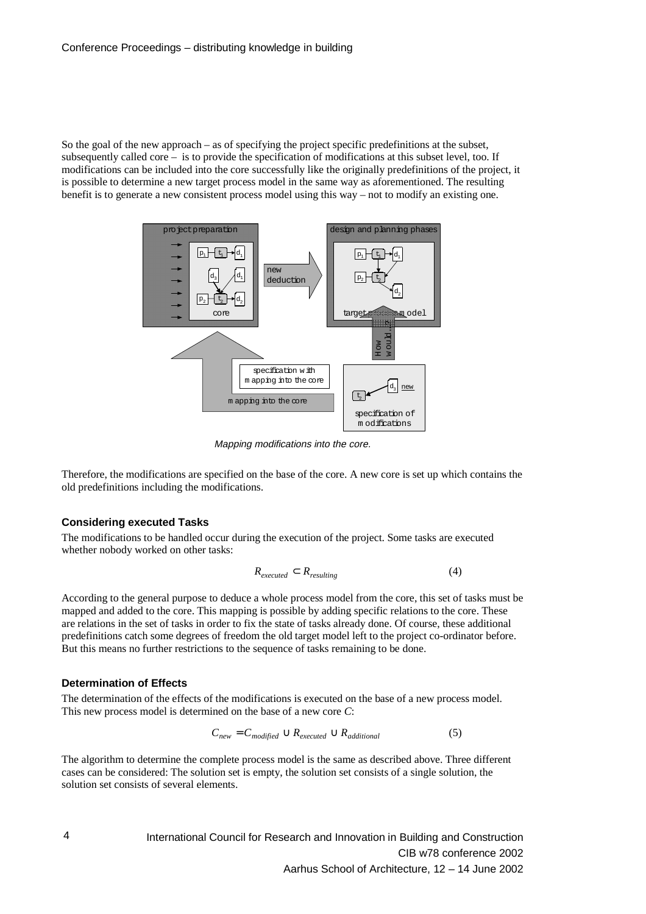So the goal of the new approach – as of specifying the project specific predefinitions at the subset, subsequently called core – is to provide the specification of modifications at this subset level, too. If modifications can be included into the core successfully like the originally predefinitions of the project, it is possible to determine a new target process model in the same way as aforementioned. The resulting benefit is to generate a new consistent process model using this way – not to modify an existing one.

*Mapping modifications into the core.*

Therefore, the modifications are specified on the base of the core. A new core is set up which contains the old predefinitions including the modifications.

### Considering executed Tasks

The modifications to be handled occur during the execution of the project. Some tasks are executed whether nobody worked on other tasks:

$$R_{executed} \subset R_{resulting} \qquad (4)$$

According to the general purpose to deduce a whole process model from the core, this set of tasks must be mapped and added to the core. This mapping is possible by adding specific relations to the core. These are relations in the set of tasks in order to fix the state of tasks already done. Of course, these additional predefinitions catch some degrees of freedom the old target model left to the project co-ordinator before. But this means no further restrictions to the sequence of tasks remaining to be done.

### Determination of Effects

The determination of the effects of the modifications is executed on the base of a new process model. This new process model is determined on the base of a new core $C$:

$$C_{new} = C_{modified} \cup R_{executed} \cup R_{additional} \qquad (5)$$

The algorithm to determine the complete process model is the same as described above. Three different cases can be considered: The solution set is empty, the solution set consists of a single solution, the solution set consists of several elements.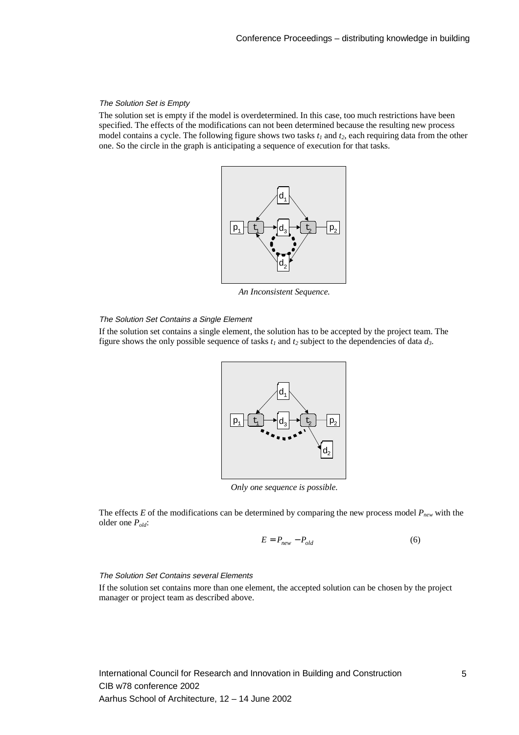#### *The Solution Set is Empty*

The solution set is empty if the model is overdetermined. In this case, too much restrictions have been specified. The effects of the modifications can not been determined because the resulting new process model contains a cycle. The following figure shows two tasks $t_1$ and $t_2$, each requiring data from the other one. So the circle in the graph is anticipating a sequence of execution for that tasks.

*An Inconsistent Sequence.*

#### *The Solution Set Contains a Single Element*

If the solution set contains a single element, the solution has to be accepted by the project team. The figure shows the only possible sequence of tasks $t_1$ and $t_2$ subject to the dependencies of data $d_3$.

*Only one sequence is possible.*

The effects $E$ of the modifications can be determined by comparing the new process model $P_{new}$ with the older one $P_{old}$:

$$E = P_{new} - P_{old} \tag{6}$$

#### *The Solution Set Contains several Elements*

If the solution set contains more than one element, the accepted solution can be chosen by the project manager or project team as described above.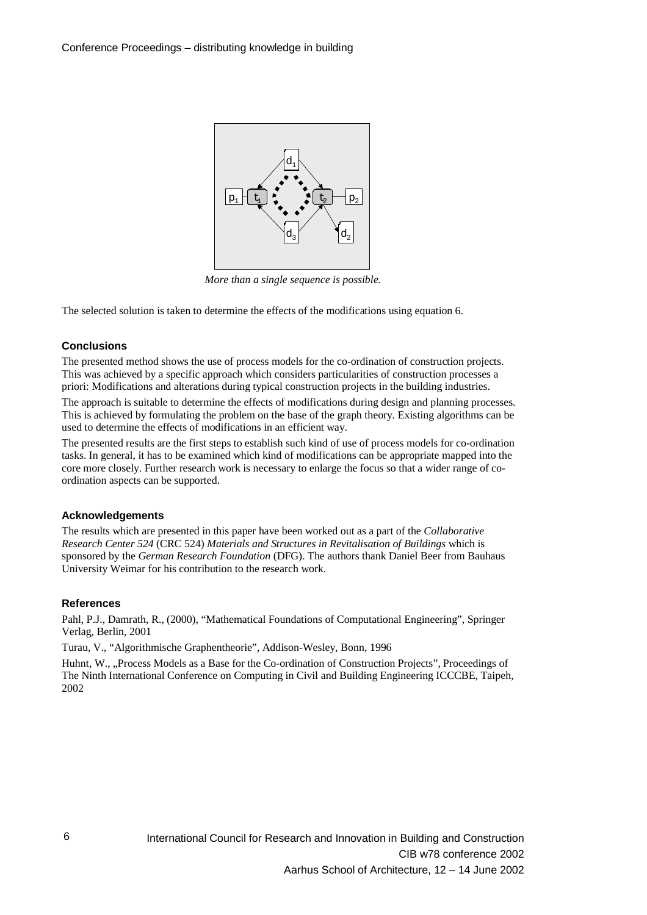$d_1$

$p_1$ $t_1$ $t_2$ $p_2$

$d_3$ $d_2$

*More than a single sequence is possible.*

The selected solution is taken to determine the effects of the modifications using equation 6.

### Conclusions

The presented method shows the use of process models for the co-ordination of construction projects. This was achieved by a specific approach which considers particularities of construction processes a priori: Modifications and alterations during typical construction projects in the building industries.

The approach is suitable to determine the effects of modifications during design and planning processes. This is achieved by formulating the problem on the base of the graph theory. Existing algorithms can be used to determine the effects of modifications in an efficient way.

The presented results are the first steps to establish such kind of use of process models for co-ordination tasks. In general, it has to be examined which kind of modifications can be appropriate mapped into the core more closely. Further research work is necessary to enlarge the focus so that a wider range of co-ordination aspects can be supported.

### Acknowledgements

The results which are presented in this paper have been worked out as a part of the *Collaborative Research Center 524* (CRC 524) *Materials and Structures in Revitalisation of Buildings* which is sponsored by the *German Research Foundation* (DFG). The authors thank Daniel Beer from Bauhaus University Weimar for his contribution to the research work.

### References

Pahl, P.J., Damrath, R., (2000), "Mathematical Foundations of Computational Engineering", Springer Verlag, Berlin, 2001

Turau, V., "Algorithmische Graphentheorie", Addison-Wesley, Bonn, 1996

Huhnt, W., „Process Models as a Base for the Co-ordination of Construction Projects", Proceedings of The Ninth International Conference on Computing in Civil and Building Engineering ICCCBE, Taipeh, 2002